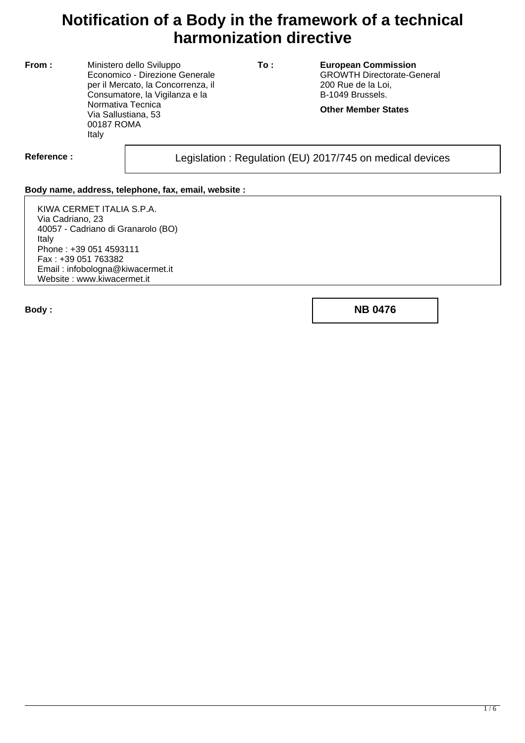# Notification of a Body in the framework of a technical harmonization directive

**From :**

Ministero dello Sviluppo Economico - Direzione Generale per il Mercato, la Concorrenza, il Consumatore, la Vigilanza e la Normativa Tecnica
Via Sallustiana, 53
00187 ROMA
Italy

**To :**

**European Commission**
GROWTH Directorate-General
200 Rue de la Loi,
B-1049 Brussels.

**Other Member States**

**Reference :**

Legislation : Regulation (EU) 2017/745 on medical devices

**Body name, address, telephone, fax, email, website :**

KIWA CERMET ITALIA S.P.A.
Via Cadriano, 23
40057 - Cadriano di Granarolo (BO)
Italy
Phone : +39 051 4593111
Fax : +39 051 763382
Email : infobologna@kiwacermet.it
Website : www.kiwacermet.it

**Body :**

**NB 0476**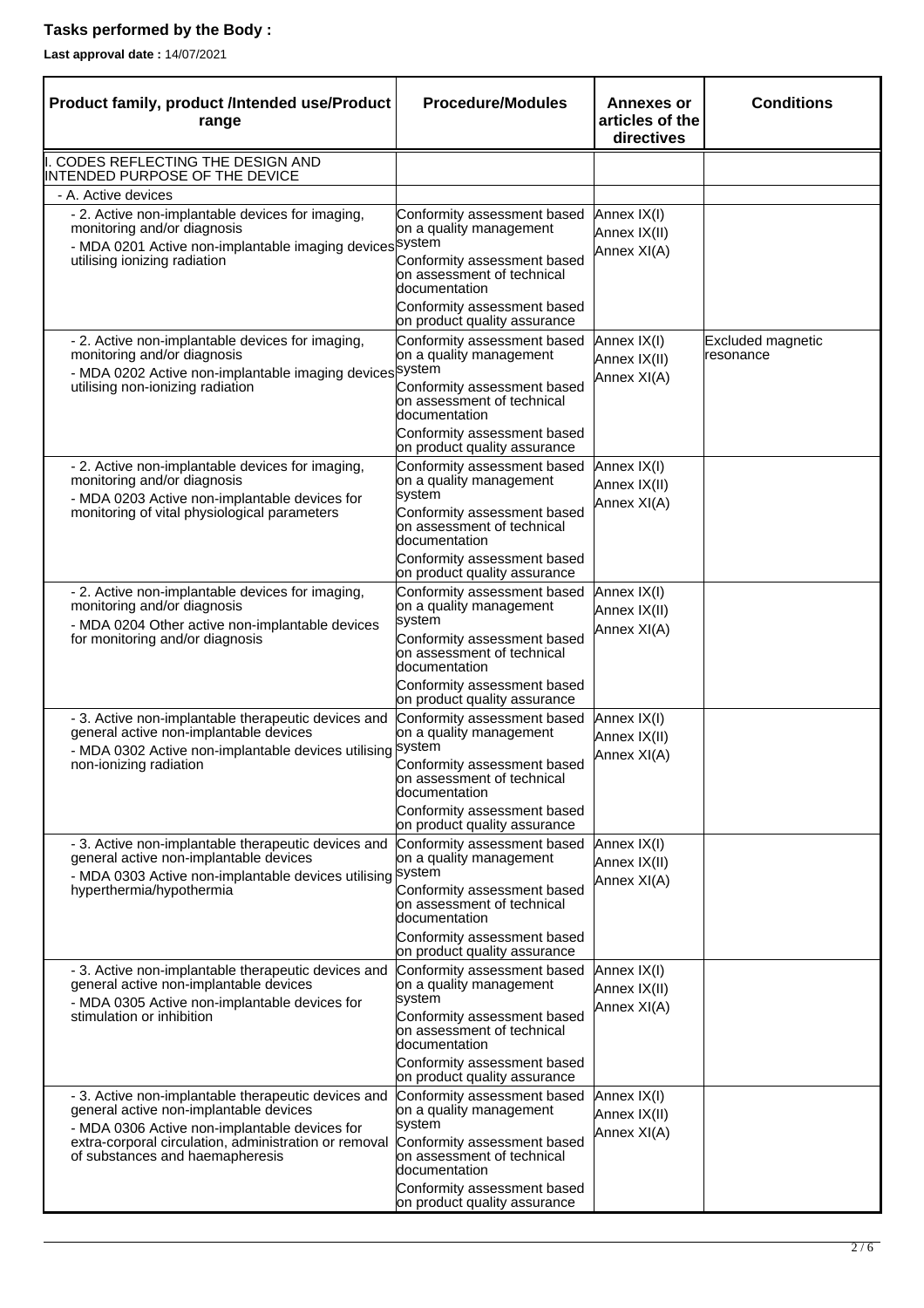**Tasks performed by the Body :**

**Last approval date :** 14/07/2021

| Product family, product /Intended use/Product range | Procedure/Modules | Annexes or articles of the directives | Conditions |
|---|---|---|---|
| I. CODES REFLECTING THE DESIGN AND INTENDED PURPOSE OF THE DEVICE | | | |
| - A. Active devices | | | |
| - 2. Active non-implantable devices for imaging, monitoring and/or diagnosis<br>- MDA 0201 Active non-implantable imaging devices utilising ionizing radiation | Conformity assessment based on a quality management system<br>Conformity assessment based on assessment of technical documentation<br>Conformity assessment based on product quality assurance | Annex IX(I)<br>Annex IX(II)<br>Annex XI(A) | |
| - 2. Active non-implantable devices for imaging, monitoring and/or diagnosis<br>- MDA 0202 Active non-implantable imaging devices utilising non-ionizing radiation | Conformity assessment based on a quality management system<br>Conformity assessment based on assessment of technical documentation<br>Conformity assessment based on product quality assurance | Annex IX(I)<br>Annex IX(II)<br>Annex XI(A) | Excluded magnetic resonance |
| - 2. Active non-implantable devices for imaging, monitoring and/or diagnosis<br>- MDA 0203 Active non-implantable devices for monitoring of vital physiological parameters | Conformity assessment based on a quality management system<br>Conformity assessment based on assessment of technical documentation<br>Conformity assessment based on product quality assurance | Annex IX(I)<br>Annex IX(II)<br>Annex XI(A) | |
| - 2. Active non-implantable devices for imaging, monitoring and/or diagnosis<br>- MDA 0204 Other active non-implantable devices for monitoring and/or diagnosis | Conformity assessment based on a quality management system<br>Conformity assessment based on assessment of technical documentation<br>Conformity assessment based on product quality assurance | Annex IX(I)<br>Annex IX(II)<br>Annex XI(A) | |
| - 3. Active non-implantable therapeutic devices and general active non-implantable devices<br>- MDA 0302 Active non-implantable devices utilising non-ionizing radiation | Conformity assessment based on a quality management system<br>Conformity assessment based on assessment of technical documentation<br>Conformity assessment based on product quality assurance | Annex IX(I)<br>Annex IX(II)<br>Annex XI(A) | |
| - 3. Active non-implantable therapeutic devices and general active non-implantable devices<br>- MDA 0303 Active non-implantable devices utilising hyperthermia/hypothermia | Conformity assessment based on a quality management system<br>Conformity assessment based on assessment of technical documentation<br>Conformity assessment based on product quality assurance | Annex IX(I)<br>Annex IX(II)<br>Annex XI(A) | |
| - 3. Active non-implantable therapeutic devices and general active non-implantable devices<br>- MDA 0305 Active non-implantable devices for stimulation or inhibition | Conformity assessment based on a quality management system<br>Conformity assessment based on assessment of technical documentation<br>Conformity assessment based on product quality assurance | Annex IX(I)<br>Annex IX(II)<br>Annex XI(A) | |
| - 3. Active non-implantable therapeutic devices and general active non-implantable devices<br>- MDA 0306 Active non-implantable devices for extra-corporal circulation, administration or removal of substances and haemapheresis | Conformity assessment based on a quality management system<br>Conformity assessment based on assessment of technical documentation<br>Conformity assessment based on product quality assurance | Annex IX(I)<br>Annex IX(II)<br>Annex XI(A) | |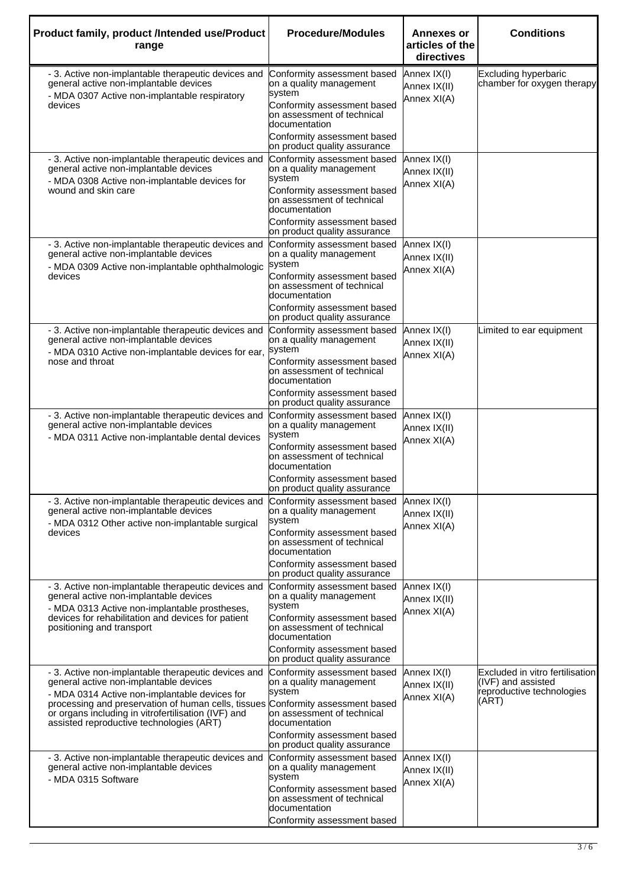| Product family, product /Intended use/Product range | Procedure/Modules | Annexes or articles of the directives | Conditions |
| --- | --- | --- | --- |
| - 3. Active non-implantable therapeutic devices and general active non-implantable devices<br>- MDA 0307 Active non-implantable respiratory devices | Conformity assessment based on a quality management system<br>Conformity assessment based on assessment of technical documentation<br>Conformity assessment based on product quality assurance | Annex IX(I)<br>Annex IX(II)<br>Annex XI(A) | Excluding hyperbaric chamber for oxygen therapy |
| - 3. Active non-implantable therapeutic devices and general active non-implantable devices<br>- MDA 0308 Active non-implantable devices for wound and skin care | Conformity assessment based on a quality management system<br>Conformity assessment based on assessment of technical documentation<br>Conformity assessment based on product quality assurance | Annex IX(I)<br>Annex IX(II)<br>Annex XI(A) | |
| - 3. Active non-implantable therapeutic devices and general active non-implantable devices<br>- MDA 0309 Active non-implantable ophthalmologic devices | Conformity assessment based on a quality management system<br>Conformity assessment based on assessment of technical documentation<br>Conformity assessment based on product quality assurance | Annex IX(I)<br>Annex IX(II)<br>Annex XI(A) | |
| - 3. Active non-implantable therapeutic devices and general active non-implantable devices<br>- MDA 0310 Active non-implantable devices for ear, nose and throat | Conformity assessment based on a quality management system<br>Conformity assessment based on assessment of technical documentation<br>Conformity assessment based on product quality assurance | Annex IX(I)<br>Annex IX(II)<br>Annex XI(A) | Limited to ear equipment |
| - 3. Active non-implantable therapeutic devices and general active non-implantable devices<br>- MDA 0311 Active non-implantable dental devices | Conformity assessment based on a quality management system<br>Conformity assessment based on assessment of technical documentation<br>Conformity assessment based on product quality assurance | Annex IX(I)<br>Annex IX(II)<br>Annex XI(A) | |
| - 3. Active non-implantable therapeutic devices and general active non-implantable devices<br>- MDA 0312 Other active non-implantable surgical devices | Conformity assessment based on a quality management system<br>Conformity assessment based on assessment of technical documentation<br>Conformity assessment based on product quality assurance | Annex IX(I)<br>Annex IX(II)<br>Annex XI(A) | |
| - 3. Active non-implantable therapeutic devices and general active non-implantable devices<br>- MDA 0313 Active non-implantable prostheses, devices for rehabilitation and devices for patient positioning and transport | Conformity assessment based on a quality management system<br>Conformity assessment based on assessment of technical documentation<br>Conformity assessment based on product quality assurance | Annex IX(I)<br>Annex IX(II)<br>Annex XI(A) | |
| - 3. Active non-implantable therapeutic devices and general active non-implantable devices<br>- MDA 0314 Active non-implantable devices for processing and preservation of human cells, tissues or organs including in vitrofertilisation (IVF) and assisted reproductive technologies (ART) | Conformity assessment based on a quality management system<br>Conformity assessment based on assessment of technical documentation<br>Conformity assessment based on product quality assurance | Annex IX(I)<br>Annex IX(II)<br>Annex XI(A) | Excluded in vitro fertilisation (IVF) and assisted reproductive technologies (ART) |
| - 3. Active non-implantable therapeutic devices and general active non-implantable devices<br>- MDA 0315 Software | Conformity assessment based on a quality management system<br>Conformity assessment based on assessment of technical documentation<br>Conformity assessment based | Annex IX(I)<br>Annex IX(II)<br>Annex XI(A) | |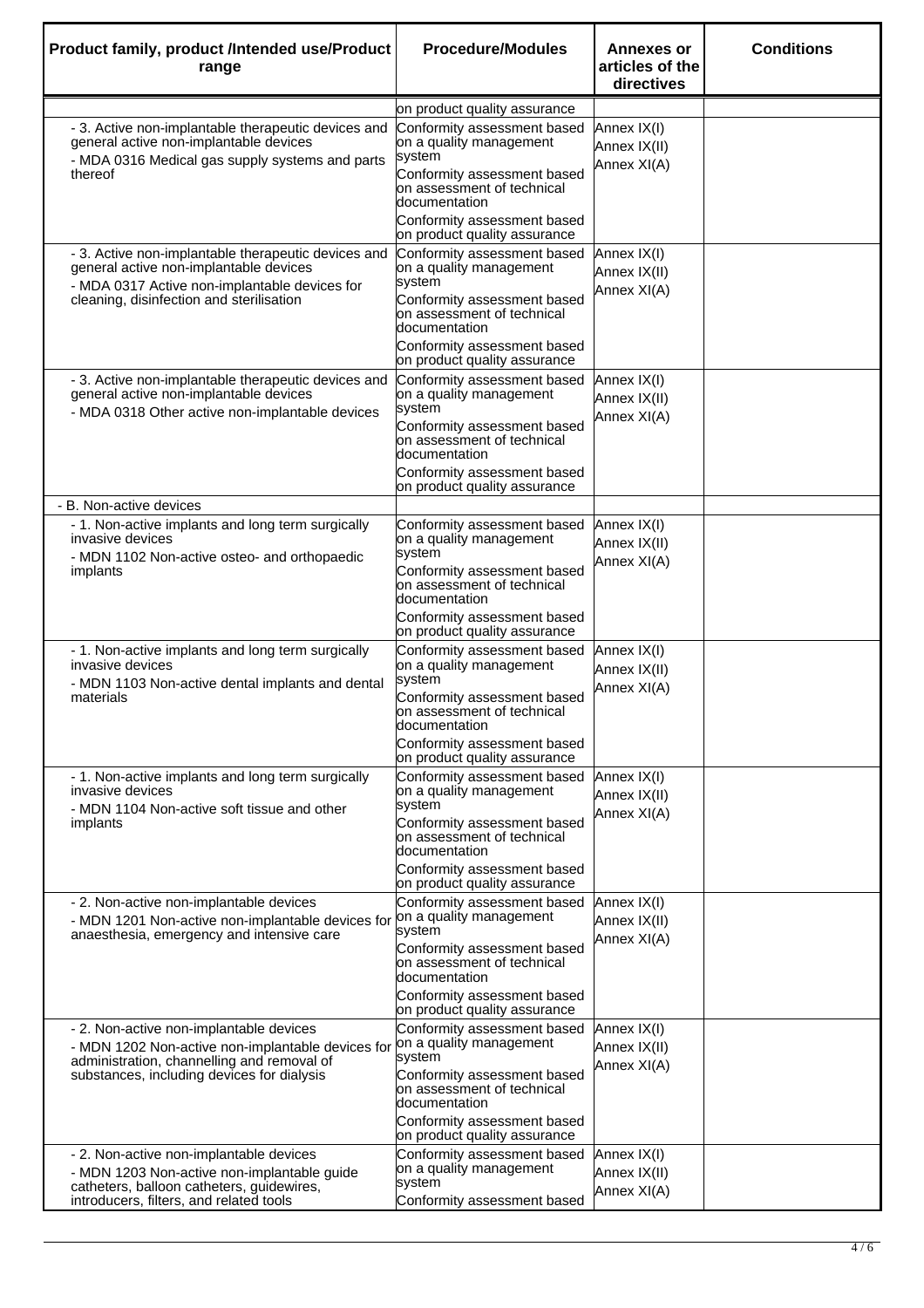| Product family, product /Intended use/Product range | Procedure/Modules | Annexes or articles of the directives | Conditions |
|---|---|---|---|
| | on product quality assurance | | |
| - 3. Active non-implantable therapeutic devices and general active non-implantable devices<br>- MDA 0316 Medical gas supply systems and parts thereof | Conformity assessment based on a quality management system<br>Conformity assessment based on assessment of technical documentation<br>Conformity assessment based on product quality assurance | Annex IX(I)<br>Annex IX(II)<br>Annex XI(A) | |
| - 3. Active non-implantable therapeutic devices and general active non-implantable devices<br>- MDA 0317 Active non-implantable devices for cleaning, disinfection and sterilisation | Conformity assessment based on a quality management system<br>Conformity assessment based on assessment of technical documentation<br>Conformity assessment based on product quality assurance | Annex IX(I)<br>Annex IX(II)<br>Annex XI(A) | |
| - 3. Active non-implantable therapeutic devices and general active non-implantable devices<br>- MDA 0318 Other active non-implantable devices | Conformity assessment based on a quality management system<br>Conformity assessment based on assessment of technical documentation<br>Conformity assessment based on product quality assurance | Annex IX(I)<br>Annex IX(II)<br>Annex XI(A) | |
| - B. Non-active devices | | | |
| - 1. Non-active implants and long term surgically invasive devices<br>- MDN 1102 Non-active osteo- and orthopaedic implants | Conformity assessment based on a quality management system<br>Conformity assessment based on assessment of technical documentation<br>Conformity assessment based on product quality assurance | Annex IX(I)<br>Annex IX(II)<br>Annex XI(A) | |
| - 1. Non-active implants and long term surgically invasive devices<br>- MDN 1103 Non-active dental implants and dental materials | Conformity assessment based on a quality management system<br>Conformity assessment based on assessment of technical documentation<br>Conformity assessment based on product quality assurance | Annex IX(I)<br>Annex IX(II)<br>Annex XI(A) | |
| - 1. Non-active implants and long term surgically invasive devices<br>- MDN 1104 Non-active soft tissue and other implants | Conformity assessment based on a quality management system<br>Conformity assessment based on assessment of technical documentation<br>Conformity assessment based on product quality assurance | Annex IX(I)<br>Annex IX(II)<br>Annex XI(A) | |
| - 2. Non-active non-implantable devices<br>- MDN 1201 Non-active non-implantable devices for anaesthesia, emergency and intensive care | Conformity assessment based on a quality management system<br>Conformity assessment based on assessment of technical documentation<br>Conformity assessment based on product quality assurance | Annex IX(I)<br>Annex IX(II)<br>Annex XI(A) | |
| - 2. Non-active non-implantable devices<br>- MDN 1202 Non-active non-implantable devices for administration, channelling and removal of substances, including devices for dialysis | Conformity assessment based on a quality management system<br>Conformity assessment based on assessment of technical documentation<br>Conformity assessment based on product quality assurance | Annex IX(I)<br>Annex IX(II)<br>Annex XI(A) | |
| - 2. Non-active non-implantable devices<br>- MDN 1203 Non-active non-implantable guide catheters, balloon catheters, guidewires, introducers, filters, and related tools | Conformity assessment based on a quality management system<br>Conformity assessment based | Annex IX(I)<br>Annex IX(II)<br>Annex XI(A) | |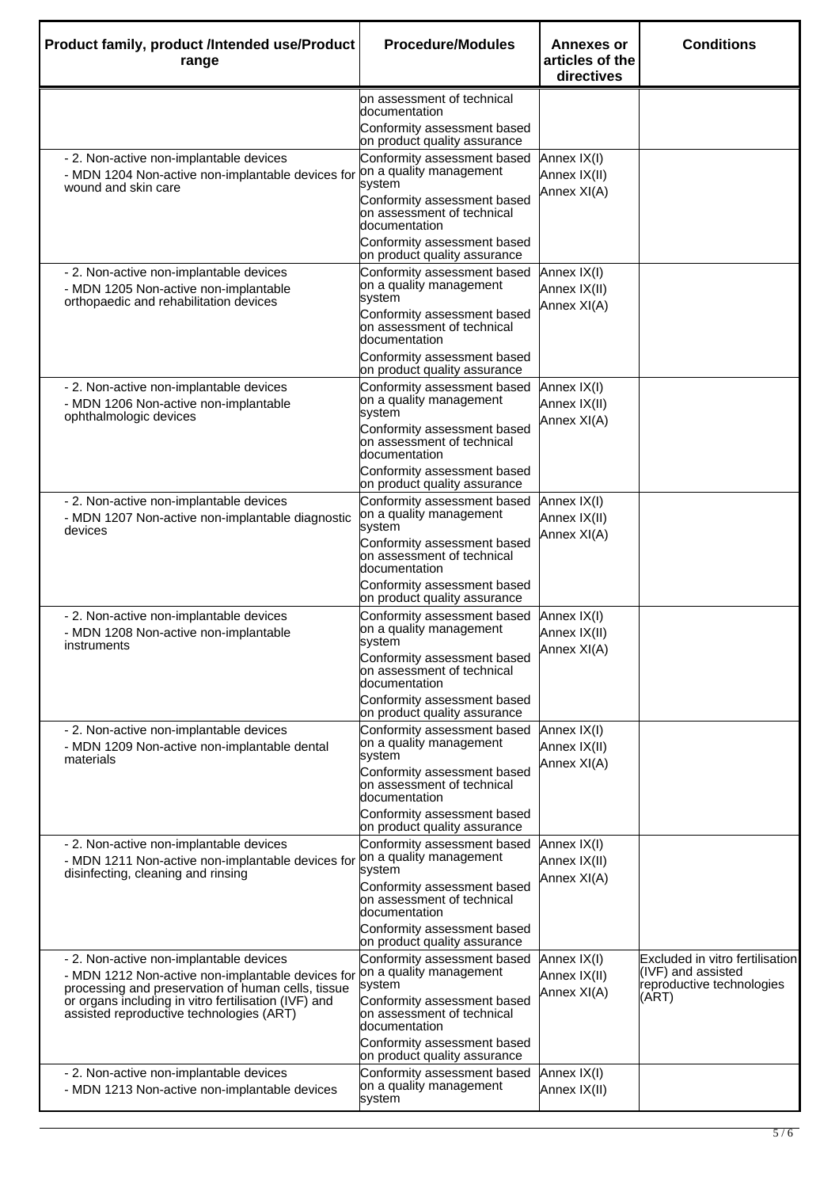| Product family, product /Intended use/Product range | Procedure/Modules | Annexes or articles of the directives | Conditions |
|---|---|---|---|
| | on assessment of technical documentation<br>Conformity assessment based on product quality assurance | | |
| - 2. Non-active non-implantable devices<br>- MDN 1204 Non-active non-implantable devices for wound and skin care | Conformity assessment based on a quality management system<br>Conformity assessment based on assessment of technical documentation<br>Conformity assessment based on product quality assurance | Annex IX(I)<br>Annex IX(II)<br>Annex XI(A) | |
| - 2. Non-active non-implantable devices<br>- MDN 1205 Non-active non-implantable orthopaedic and rehabilitation devices | Conformity assessment based on a quality management system<br>Conformity assessment based on assessment of technical documentation<br>Conformity assessment based on product quality assurance | Annex IX(I)<br>Annex IX(II)<br>Annex XI(A) | |
| - 2. Non-active non-implantable devices<br>- MDN 1206 Non-active non-implantable ophthalmologic devices | Conformity assessment based on a quality management system<br>Conformity assessment based on assessment of technical documentation<br>Conformity assessment based on product quality assurance | Annex IX(I)<br>Annex IX(II)<br>Annex XI(A) | |
| - 2. Non-active non-implantable devices<br>- MDN 1207 Non-active non-implantable diagnostic devices | Conformity assessment based on a quality management system<br>Conformity assessment based on assessment of technical documentation<br>Conformity assessment based on product quality assurance | Annex IX(I)<br>Annex IX(II)<br>Annex XI(A) | |
| - 2. Non-active non-implantable devices<br>- MDN 1208 Non-active non-implantable instruments | Conformity assessment based on a quality management system<br>Conformity assessment based on assessment of technical documentation<br>Conformity assessment based on product quality assurance | Annex IX(I)<br>Annex IX(II)<br>Annex XI(A) | |
| - 2. Non-active non-implantable devices<br>- MDN 1209 Non-active non-implantable dental materials | Conformity assessment based on a quality management system<br>Conformity assessment based on assessment of technical documentation<br>Conformity assessment based on product quality assurance | Annex IX(I)<br>Annex IX(II)<br>Annex XI(A) | |
| - 2. Non-active non-implantable devices<br>- MDN 1211 Non-active non-implantable devices for disinfecting, cleaning and rinsing | Conformity assessment based on a quality management system<br>Conformity assessment based on assessment of technical documentation<br>Conformity assessment based on product quality assurance | Annex IX(I)<br>Annex IX(II)<br>Annex XI(A) | |
| - 2. Non-active non-implantable devices<br>- MDN 1212 Non-active non-implantable devices for processing and preservation of human cells, tissue or organs including in vitro fertilisation (IVF) and assisted reproductive technologies (ART) | Conformity assessment based on a quality management system<br>Conformity assessment based on assessment of technical documentation<br>Conformity assessment based on product quality assurance | Annex IX(I)<br>Annex IX(II)<br>Annex XI(A) | Excluded in vitro fertilisation (IVF) and assisted reproductive technologies (ART) |
| - 2. Non-active non-implantable devices<br>- MDN 1213 Non-active non-implantable devices | Conformity assessment based on a quality management system | Annex IX(I)<br>Annex IX(II) | |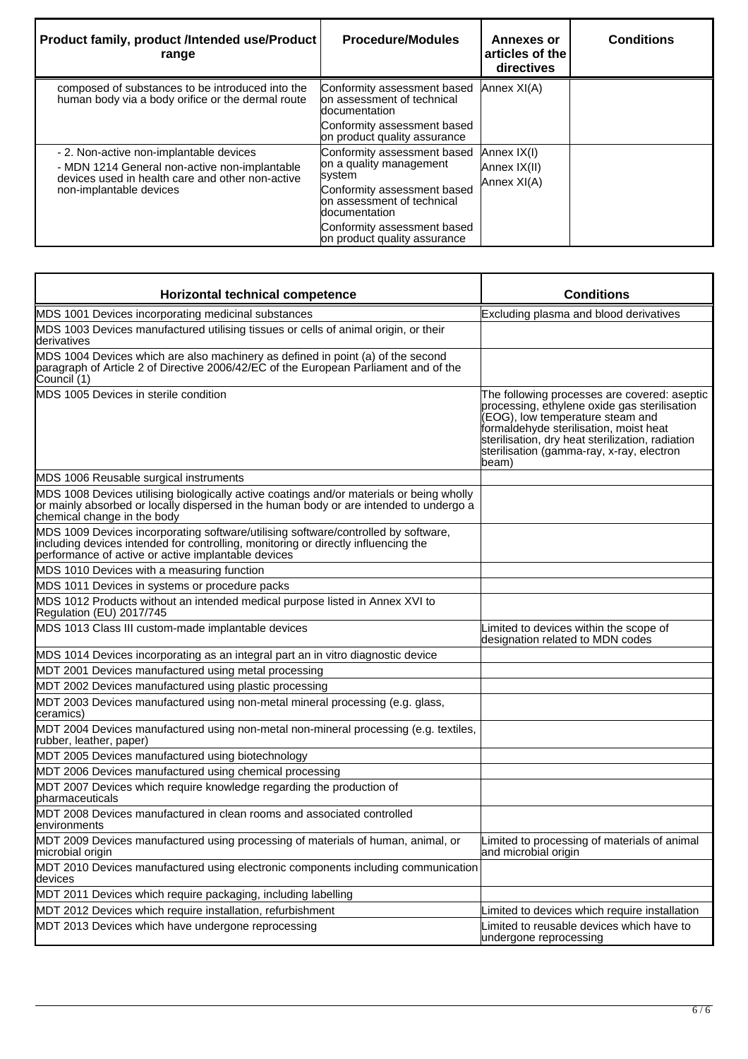| Product family, product /Intended use/Product range | Procedure/Modules | Annexes or articles of the directives | Conditions |
|---|---|---|---|
| composed of substances to be introduced into the human body via a body orifice or the dermal route | Conformity assessment based on assessment of technical documentation<br>Conformity assessment based on product quality assurance | Annex XI(A) | |
| - 2. Non-active non-implantable devices<br>- MDN 1214 General non-active non-implantable devices used in health care and other non-active non-implantable devices | Conformity assessment based on a quality management system<br>Conformity assessment based on assessment of technical documentation<br>Conformity assessment based on product quality assurance | Annex IX(I)<br>Annex IX(II)<br>Annex XI(A) | |

| Horizontal technical competence | Conditions |
|---|---|
| MDS 1001 Devices incorporating medicinal substances | Excluding plasma and blood derivatives |
| MDS 1003 Devices manufactured utilising tissues or cells of animal origin, or their derivatives | |
| MDS 1004 Devices which are also machinery as defined in point (a) of the second paragraph of Article 2 of Directive 2006/42/EC of the European Parliament and of the Council (1) | |
| MDS 1005 Devices in sterile condition | The following processes are covered: aseptic processing, ethylene oxide gas sterilisation (EOG), low temperature steam and formaldehyde sterilisation, moist heat sterilisation, dry heat sterilization, radiation sterilisation (gamma-ray, x-ray, electron beam) |
| MDS 1006 Reusable surgical instruments | |
| MDS 1008 Devices utilising biologically active coatings and/or materials or being wholly or mainly absorbed or locally dispersed in the human body or are intended to undergo a chemical change in the body | |
| MDS 1009 Devices incorporating software/utilising software/controlled by software, including devices intended for controlling, monitoring or directly influencing the performance of active or active implantable devices | |
| MDS 1010 Devices with a measuring function | |
| MDS 1011 Devices in systems or procedure packs | |
| MDS 1012 Products without an intended medical purpose listed in Annex XVI to Regulation (EU) 2017/745 | |
| MDS 1013 Class III custom-made implantable devices | Limited to devices within the scope of designation related to MDN codes |
| MDS 1014 Devices incorporating as an integral part an in vitro diagnostic device | |
| MDT 2001 Devices manufactured using metal processing | |
| MDT 2002 Devices manufactured using plastic processing | |
| MDT 2003 Devices manufactured using non-metal mineral processing (e.g. glass, ceramics) | |
| MDT 2004 Devices manufactured using non-metal non-mineral processing (e.g. textiles, rubber, leather, paper) | |
| MDT 2005 Devices manufactured using biotechnology | |
| MDT 2006 Devices manufactured using chemical processing | |
| MDT 2007 Devices which require knowledge regarding the production of pharmaceuticals | |
| MDT 2008 Devices manufactured in clean rooms and associated controlled environments | |
| MDT 2009 Devices manufactured using processing of materials of human, animal, or microbial origin | Limited to processing of materials of animal and microbial origin |
| MDT 2010 Devices manufactured using electronic components including communication devices | |
| MDT 2011 Devices which require packaging, including labelling | |
| MDT 2012 Devices which require installation, refurbishment | Limited to devices which require installation |
| MDT 2013 Devices which have undergone reprocessing | Limited to reusable devices which have to undergone reprocessing |